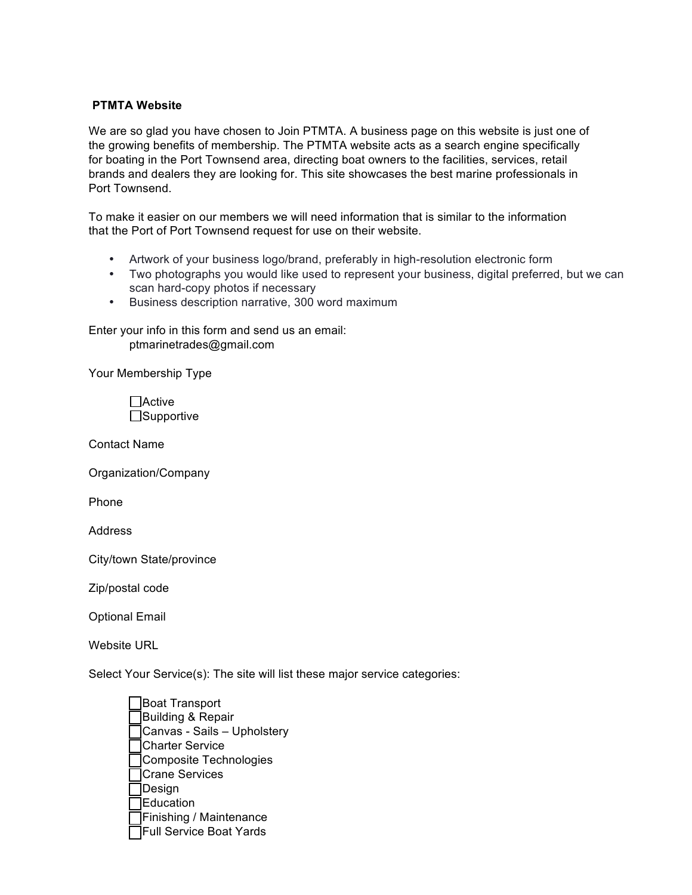**PTMTA Website**

We are so glad you have chosen to Join PTMTA. A business page on this website is just one of the growing benefits of membership. The PTMTA website acts as a search engine specifically for boating in the Port Townsend area, directing boat owners to the facilities, services, retail brands and dealers they are looking for. This site showcases the best marine professionals in Port Townsend.

To make it easier on our members we will need information that is similar to the information that the Port of Port Townsend request for use on their website.

- Artwork of your business logo/brand, preferably in high-resolution electronic form
- Two photographs you would like used to represent your business, digital preferred, but we can scan hard-copy photos if necessary
- Business description narrative, 300 word maximum

Enter your info in this form and send us an email:
ptmarinetrades@gmail.com

Your Membership Type

- ☐ Active
- ☐ Supportive

Contact Name

Organization/Company

Phone

Address

City/town State/province

Zip/postal code

Optional Email

Website URL

Select Your Service(s): The site will list these major service categories:

- ☐ Boat Transport
- ☐ Building & Repair
- ☐ Canvas - Sails – Upholstery
- ☐ Charter Service
- ☐ Composite Technologies
- ☐ Crane Services
- ☐ Design
- ☐ Education
- ☐ Finishing / Maintenance
- ☐ Full Service Boat Yards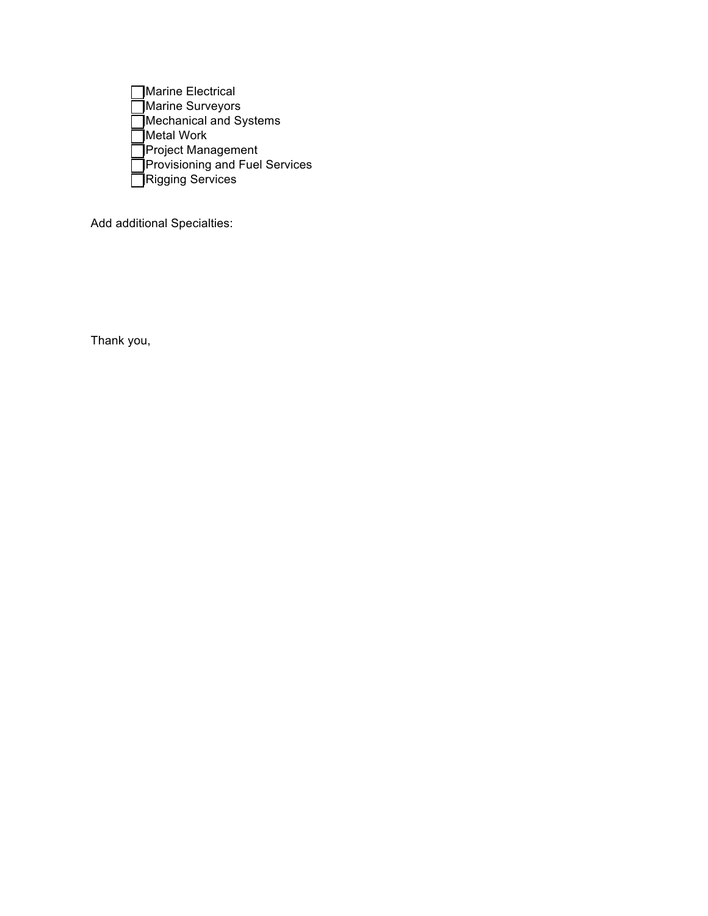- [ ] Marine Electrical
- [ ] Marine Surveyors
- [ ] Mechanical and Systems
- [ ] Metal Work
- [ ] Project Management
- [ ] Provisioning and Fuel Services
- [ ] Rigging Services

Add additional Specialties:

Thank you,